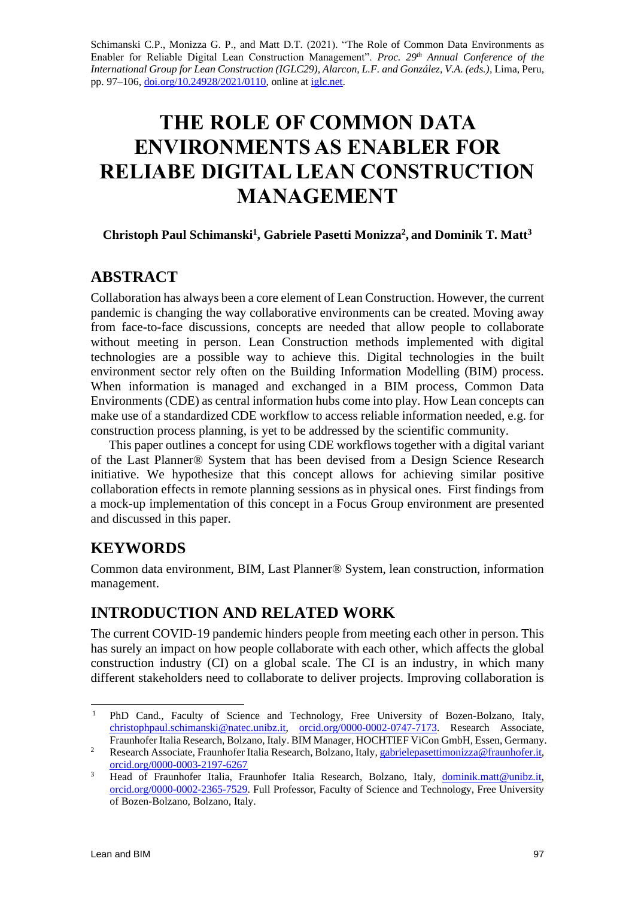Schimanski C.P., Monizza G. P., and Matt D.T. (2021). "The Role of Common Data Environments as Enabler for Reliable Digital Lean Construction Management". *Proc. 29th Annual Conference of the International Group for Lean Construction (IGLC29), Alarcon, L.F. and González, V.A. (eds.),* Lima, Peru, pp. 97–106, doi.org/10.24928/2021/0110, online at iglc.net.

# THE ROLE OF COMMON DATA ENVIRONMENTS AS ENABLER FOR RELIABE DIGITAL LEAN CONSTRUCTION MANAGEMENT

**Christoph Paul Schimanski[1], Gabriele Pasetti Monizza[2], and Dominik T. Matt[3]**

## ABSTRACT

Collaboration has always been a core element of Lean Construction. However, the current pandemic is changing the way collaborative environments can be created. Moving away from face-to-face discussions, concepts are needed that allow people to collaborate without meeting in person. Lean Construction methods implemented with digital technologies are a possible way to achieve this. Digital technologies in the built environment sector rely often on the Building Information Modelling (BIM) process. When information is managed and exchanged in a BIM process, Common Data Environments (CDE) as central information hubs come into play. How Lean concepts can make use of a standardized CDE workflow to access reliable information needed, e.g. for construction process planning, is yet to be addressed by the scientific community.

This paper outlines a concept for using CDE workflows together with a digital variant of the Last Planner® System that has been devised from a Design Science Research initiative. We hypothesize that this concept allows for achieving similar positive collaboration effects in remote planning sessions as in physical ones. First findings from a mock-up implementation of this concept in a Focus Group environment are presented and discussed in this paper.

## KEYWORDS

Common data environment, BIM, Last Planner® System, lean construction, information management.

## INTRODUCTION AND RELATED WORK

The current COVID-19 pandemic hinders people from meeting each other in person. This has surely an impact on how people collaborate with each other, which affects the global construction industry (CI) on a global scale. The CI is an industry, in which many different stakeholders need to collaborate to deliver projects. Improving collaboration is

---

[1] PhD Cand., Faculty of Science and Technology, Free University of Bozen-Bolzano, Italy, christophpaul.schimanski@natec.unibz.it, orcid.org/0000-0002-0747-7173. Research Associate, Fraunhofer Italia Research, Bolzano, Italy. BIM Manager, HOCHTIEF ViCon GmbH, Essen, Germany.

[2] Research Associate, Fraunhofer Italia Research, Bolzano, Italy, gabrielepasettimonizza@fraunhofer.it, orcid.org/0000-0003-2197-6267

[3] Head of Fraunhofer Italia, Fraunhofer Italia Research, Bolzano, Italy, dominik.matt@unibz.it, orcid.org/0000-0002-2365-7529. Full Professor, Faculty of Science and Technology, Free University of Bozen-Bolzano, Bolzano, Italy.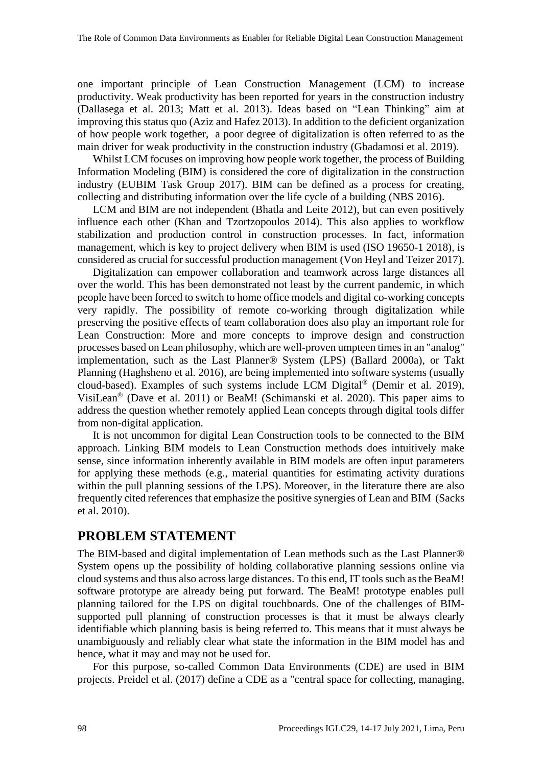one important principle of Lean Construction Management (LCM) to increase productivity. Weak productivity has been reported for years in the construction industry (Dallasega et al. 2013; Matt et al. 2013). Ideas based on "Lean Thinking" aim at improving this status quo (Aziz and Hafez 2013). In addition to the deficient organization of how people work together, a poor degree of digitalization is often referred to as the main driver for weak productivity in the construction industry (Gbadamosi et al. 2019).

Whilst LCM focuses on improving how people work together, the process of Building Information Modeling (BIM) is considered the core of digitalization in the construction industry (EUBIM Task Group 2017). BIM can be defined as a process for creating, collecting and distributing information over the life cycle of a building (NBS 2016).

LCM and BIM are not independent (Bhatla and Leite 2012), but can even positively influence each other (Khan and Tzortzopoulos 2014). This also applies to workflow stabilization and production control in construction processes. In fact, information management, which is key to project delivery when BIM is used (ISO 19650-1 2018), is considered as crucial for successful production management (Von Heyl and Teizer 2017).

Digitalization can empower collaboration and teamwork across large distances all over the world. This has been demonstrated not least by the current pandemic, in which people have been forced to switch to home office models and digital co-working concepts very rapidly. The possibility of remote co-working through digitalization while preserving the positive effects of team collaboration does also play an important role for Lean Construction: More and more concepts to improve design and construction processes based on Lean philosophy, which are well-proven umpteen times in an "analog" implementation, such as the Last Planner® System (LPS) (Ballard 2000a), or Takt Planning (Haghsheno et al. 2016), are being implemented into software systems (usually cloud-based). Examples of such systems include LCM Digital® (Demir et al. 2019), VisiLean® (Dave et al. 2011) or BeaM! (Schimanski et al. 2020). This paper aims to address the question whether remotely applied Lean concepts through digital tools differ from non-digital application.

It is not uncommon for digital Lean Construction tools to be connected to the BIM approach. Linking BIM models to Lean Construction methods does intuitively make sense, since information inherently available in BIM models are often input parameters for applying these methods (e.g., material quantities for estimating activity durations within the pull planning sessions of the LPS). Moreover, in the literature there are also frequently cited references that emphasize the positive synergies of Lean and BIM (Sacks et al. 2010).

## PROBLEM STATEMENT

The BIM-based and digital implementation of Lean methods such as the Last Planner® System opens up the possibility of holding collaborative planning sessions online via cloud systems and thus also across large distances. To this end, IT tools such as the BeaM! software prototype are already being put forward. The BeaM! prototype enables pull planning tailored for the LPS on digital touchboards. One of the challenges of BIM-supported pull planning of construction processes is that it must be always clearly identifiable which planning basis is being referred to. This means that it must always be unambiguously and reliably clear what state the information in the BIM model has and hence, what it may and may not be used for.

For this purpose, so-called Common Data Environments (CDE) are used in BIM projects. Preidel et al. (2017) define a CDE as a "central space for collecting, managing,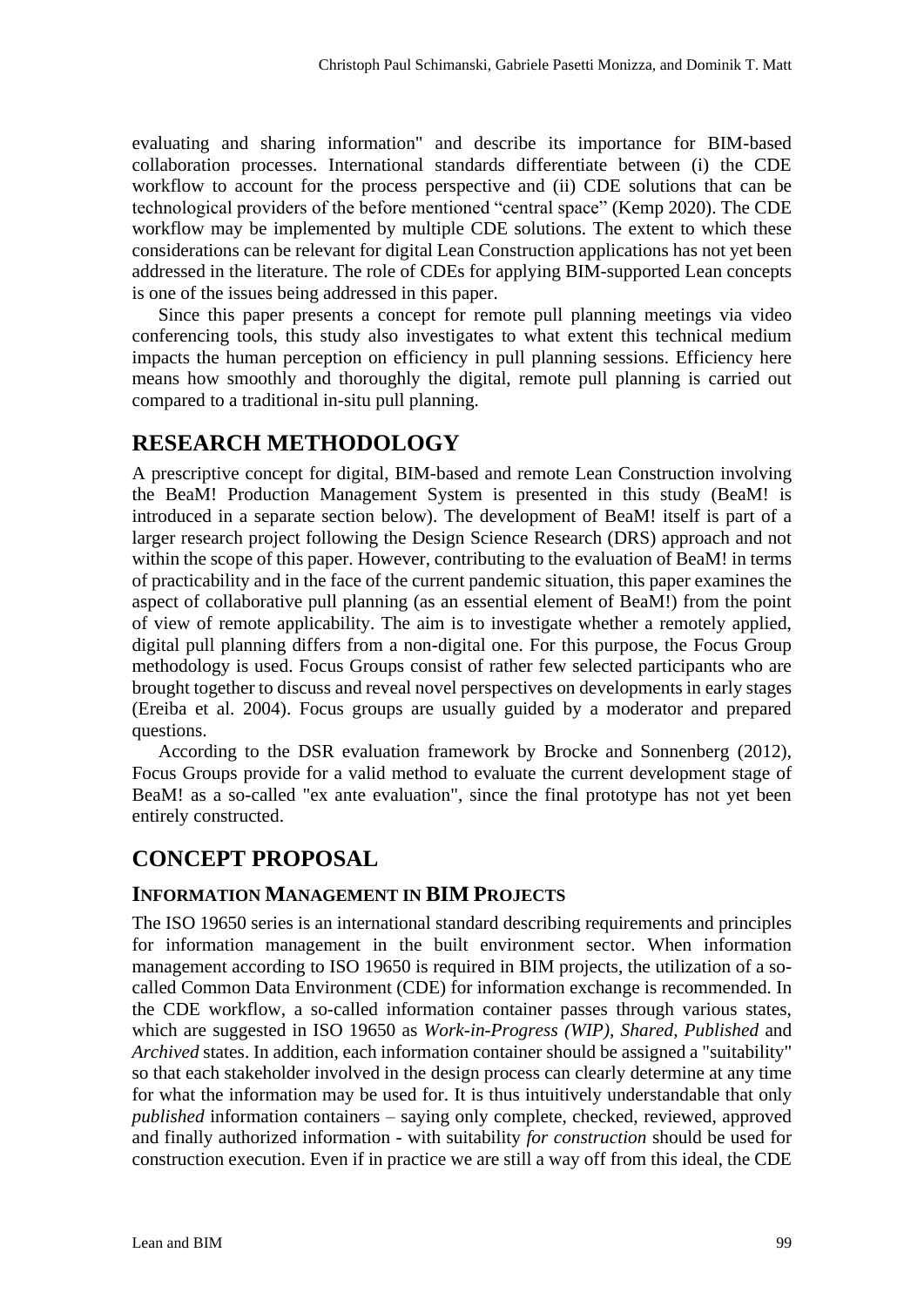evaluating and sharing information" and describe its importance for BIM-based collaboration processes. International standards differentiate between (i) the CDE workflow to account for the process perspective and (ii) CDE solutions that can be technological providers of the before mentioned “central space” (Kemp 2020). The CDE workflow may be implemented by multiple CDE solutions. The extent to which these considerations can be relevant for digital Lean Construction applications has not yet been addressed in the literature. The role of CDEs for applying BIM-supported Lean concepts is one of the issues being addressed in this paper.

Since this paper presents a concept for remote pull planning meetings via video conferencing tools, this study also investigates to what extent this technical medium impacts the human perception on efficiency in pull planning sessions. Efficiency here means how smoothly and thoroughly the digital, remote pull planning is carried out compared to a traditional in-situ pull planning.

## RESEARCH METHODOLOGY

A prescriptive concept for digital, BIM-based and remote Lean Construction involving the BeaM! Production Management System is presented in this study (BeaM! is introduced in a separate section below). The development of BeaM! itself is part of a larger research project following the Design Science Research (DRS) approach and not within the scope of this paper. However, contributing to the evaluation of BeaM! in terms of practicability and in the face of the current pandemic situation, this paper examines the aspect of collaborative pull planning (as an essential element of BeaM!) from the point of view of remote applicability. The aim is to investigate whether a remotely applied, digital pull planning differs from a non-digital one. For this purpose, the Focus Group methodology is used. Focus Groups consist of rather few selected participants who are brought together to discuss and reveal novel perspectives on developments in early stages (Ereiba et al. 2004). Focus groups are usually guided by a moderator and prepared questions.

According to the DSR evaluation framework by Brocke and Sonnenberg (2012), Focus Groups provide for a valid method to evaluate the current development stage of BeaM! as a so-called "ex ante evaluation", since the final prototype has not yet been entirely constructed.

## CONCEPT PROPOSAL

### INFORMATION MANAGEMENT IN BIM PROJECTS

The ISO 19650 series is an international standard describing requirements and principles for information management in the built environment sector. When information management according to ISO 19650 is required in BIM projects, the utilization of a so-called Common Data Environment (CDE) for information exchange is recommended. In the CDE workflow, a so-called information container passes through various states, which are suggested in ISO 19650 as *Work-in-Progress (WIP), Shared, Published* and *Archived* states. In addition, each information container should be assigned a "suitability" so that each stakeholder involved in the design process can clearly determine at any time for what the information may be used for. It is thus intuitively understandable that only *published* information containers – saying only complete, checked, reviewed, approved and finally authorized information - with suitability *for construction* should be used for construction execution. Even if in practice we are still a way off from this ideal, the CDE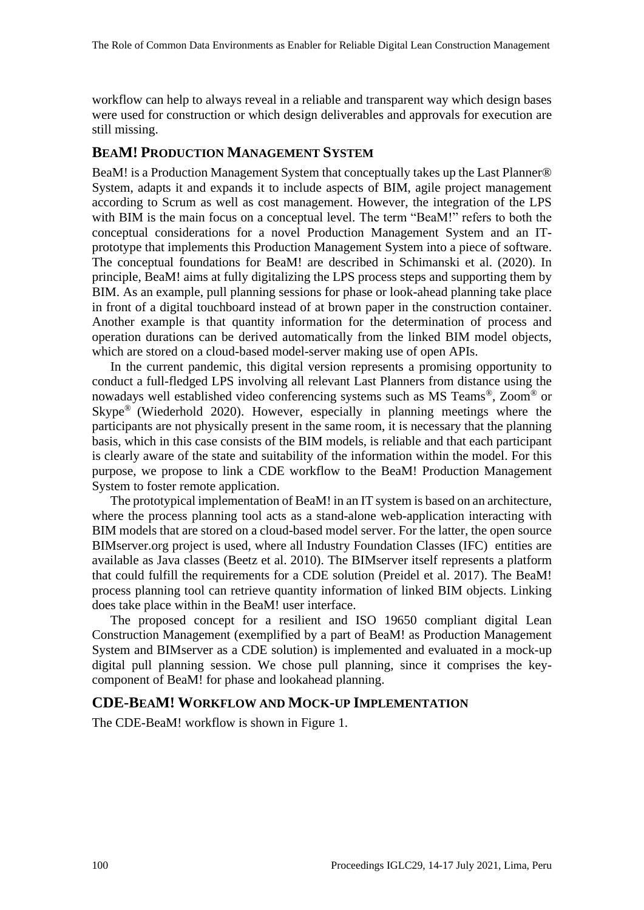workflow can help to always reveal in a reliable and transparent way which design bases were used for construction or which design deliverables and approvals for execution are still missing.

## BeaM! Production Management System

BeaM! is a Production Management System that conceptually takes up the Last Planner® System, adapts it and expands it to include aspects of BIM, agile project management according to Scrum as well as cost management. However, the integration of the LPS with BIM is the main focus on a conceptual level. The term "BeaM!" refers to both the conceptual considerations for a novel Production Management System and an IT-prototype that implements this Production Management System into a piece of software. The conceptual foundations for BeaM! are described in Schimanski et al. (2020). In principle, BeaM! aims at fully digitalizing the LPS process steps and supporting them by BIM. As an example, pull planning sessions for phase or look-ahead planning take place in front of a digital touchboard instead of at brown paper in the construction container. Another example is that quantity information for the determination of process and operation durations can be derived automatically from the linked BIM model objects, which are stored on a cloud-based model-server making use of open APIs.

In the current pandemic, this digital version represents a promising opportunity to conduct a full-fledged LPS involving all relevant Last Planners from distance using the nowadays well established video conferencing systems such as MS Teams®, Zoom® or Skype® (Wiederhold 2020). However, especially in planning meetings where the participants are not physically present in the same room, it is necessary that the planning basis, which in this case consists of the BIM models, is reliable and that each participant is clearly aware of the state and suitability of the information within the model. For this purpose, we propose to link a CDE workflow to the BeaM! Production Management System to foster remote application.

The prototypical implementation of BeaM! in an IT system is based on an architecture, where the process planning tool acts as a stand-alone web-application interacting with BIM models that are stored on a cloud-based model server. For the latter, the open source BIMserver.org project is used, where all Industry Foundation Classes (IFC) entities are available as Java classes (Beetz et al. 2010). The BIMserver itself represents a platform that could fulfill the requirements for a CDE solution (Preidel et al. 2017). The BeaM! process planning tool can retrieve quantity information of linked BIM objects. Linking does take place within in the BeaM! user interface.

The proposed concept for a resilient and ISO 19650 compliant digital Lean Construction Management (exemplified by a part of BeaM! as Production Management System and BIMserver as a CDE solution) is implemented and evaluated in a mock-up digital pull planning session. We chose pull planning, since it comprises the key-component of BeaM! for phase and lookahead planning.

## CDE-BeaM! Workflow and Mock-up Implementation

The CDE-BeaM! workflow is shown in Figure 1.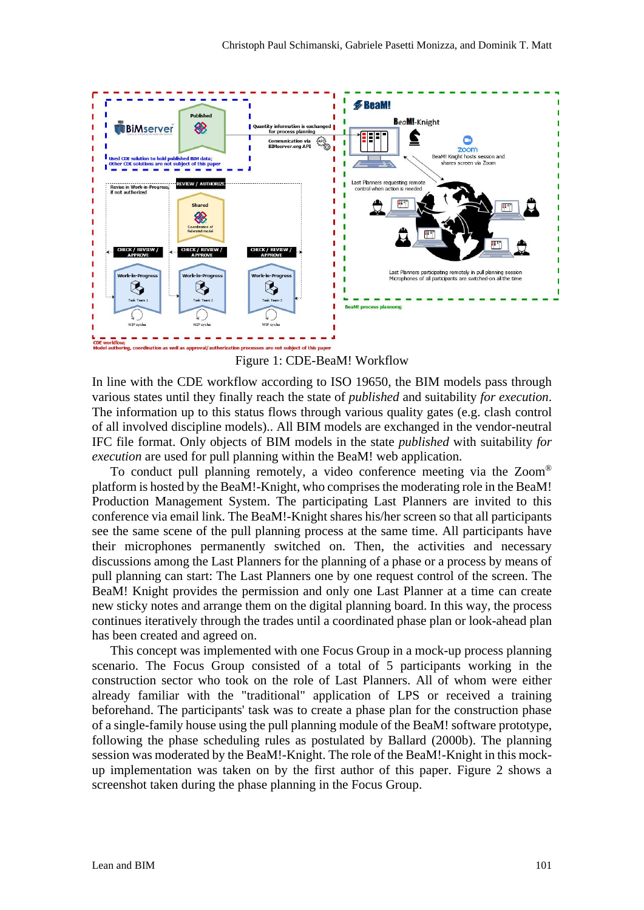Figure 1: CDE-BeaM! Workflow

In line with the CDE workflow according to ISO 19650, the BIM models pass through various states until they finally reach the state of *published* and suitability *for execution*. The information up to this status flows through various quality gates (e.g. clash control of all involved discipline models).. All BIM models are exchanged in the vendor-neutral IFC file format. Only objects of BIM models in the state *published* with suitability *for execution* are used for pull planning within the BeaM! web application.

To conduct pull planning remotely, a video conference meeting via the Zoom® platform is hosted by the BeaM!-Knight, who comprises the moderating role in the BeaM! Production Management System. The participating Last Planners are invited to this conference via email link. The BeaM!-Knight shares his/her screen so that all participants see the same scene of the pull planning process at the same time. All participants have their microphones permanently switched on. Then, the activities and necessary discussions among the Last Planners for the planning of a phase or a process by means of pull planning can start: The Last Planners one by one request control of the screen. The BeaM! Knight provides the permission and only one Last Planner at a time can create new sticky notes and arrange them on the digital planning board. In this way, the process continues iteratively through the trades until a coordinated phase plan or look-ahead plan has been created and agreed on.

This concept was implemented with one Focus Group in a mock-up process planning scenario. The Focus Group consisted of a total of 5 participants working in the construction sector who took on the role of Last Planners. All of whom were either already familiar with the "traditional" application of LPS or received a training beforehand. The participants' task was to create a phase plan for the construction phase of a single-family house using the pull planning module of the BeaM! software prototype, following the phase scheduling rules as postulated by Ballard (2000b). The planning session was moderated by the BeaM!-Knight. The role of the BeaM!-Knight in this mock-up implementation was taken on by the first author of this paper. Figure 2 shows a screenshot taken during the phase planning in the Focus Group.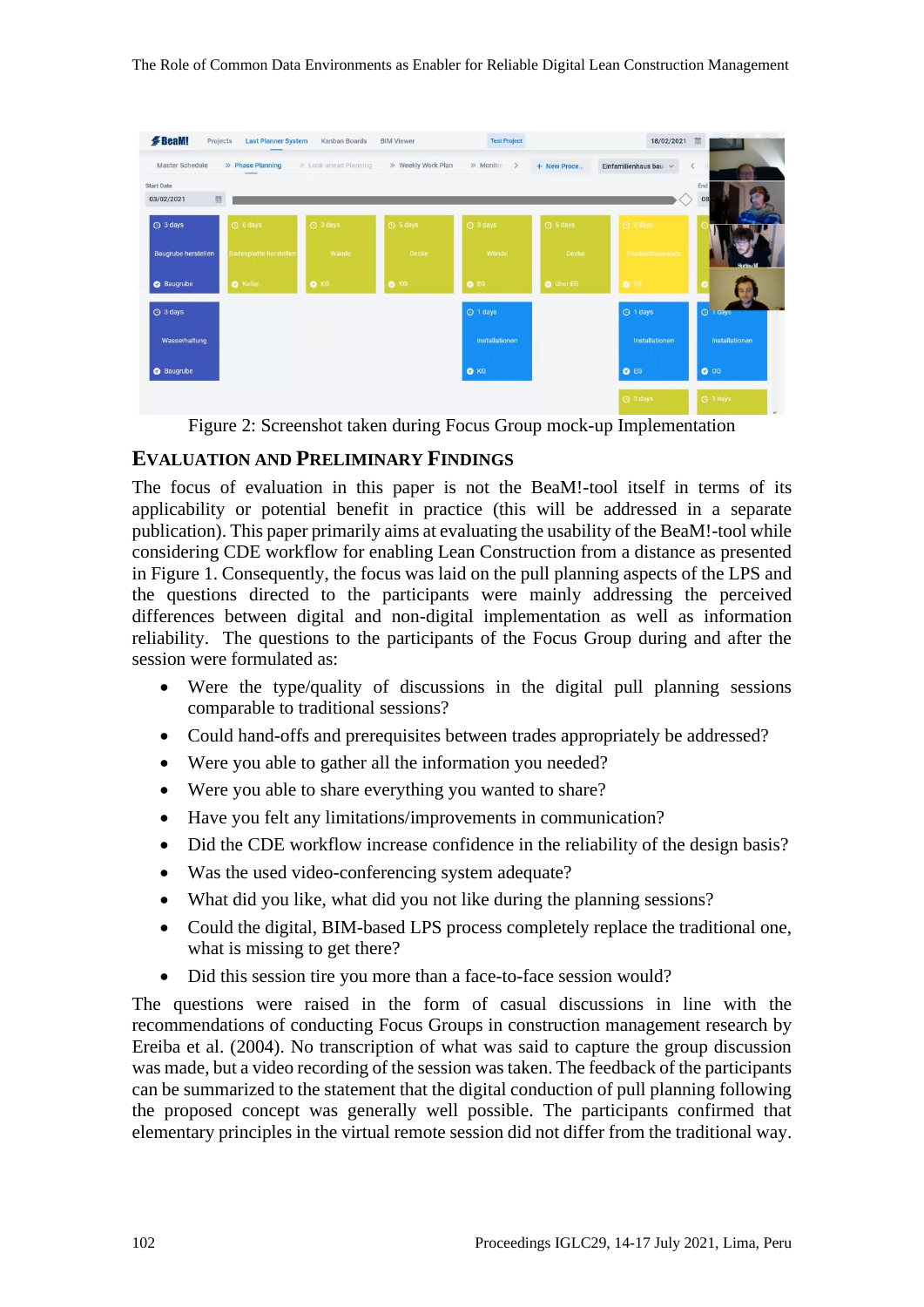Figure 2: Screenshot taken during Focus Group mock-up Implementation

## EVALUATION AND PRELIMINARY FINDINGS

The focus of evaluation in this paper is not the BeaM!-tool itself in terms of its applicability or potential benefit in practice (this will be addressed in a separate publication). This paper primarily aims at evaluating the usability of the BeaM!-tool while considering CDE workflow for enabling Lean Construction from a distance as presented in Figure 1. Consequently, the focus was laid on the pull planning aspects of the LPS and the questions directed to the participants were mainly addressing the perceived differences between digital and non-digital implementation as well as information reliability. The questions to the participants of the Focus Group during and after the session were formulated as:

- Were the type/quality of discussions in the digital pull planning sessions comparable to traditional sessions?
- Could hand-offs and prerequisites between trades appropriately be addressed?
- Were you able to gather all the information you needed?
- Were you able to share everything you wanted to share?
- Have you felt any limitations/improvements in communication?
- Did the CDE workflow increase confidence in the reliability of the design basis?
- Was the used video-conferencing system adequate?
- What did you like, what did you not like during the planning sessions?
- Could the digital, BIM-based LPS process completely replace the traditional one, what is missing to get there?
- Did this session tire you more than a face-to-face session would?

The questions were raised in the form of casual discussions in line with the recommendations of conducting Focus Groups in construction management research by Ereiba et al. (2004). No transcription of what was said to capture the group discussion was made, but a video recording of the session was taken. The feedback of the participants can be summarized to the statement that the digital conduction of pull planning following the proposed concept was generally well possible. The participants confirmed that elementary principles in the virtual remote session did not differ from the traditional way.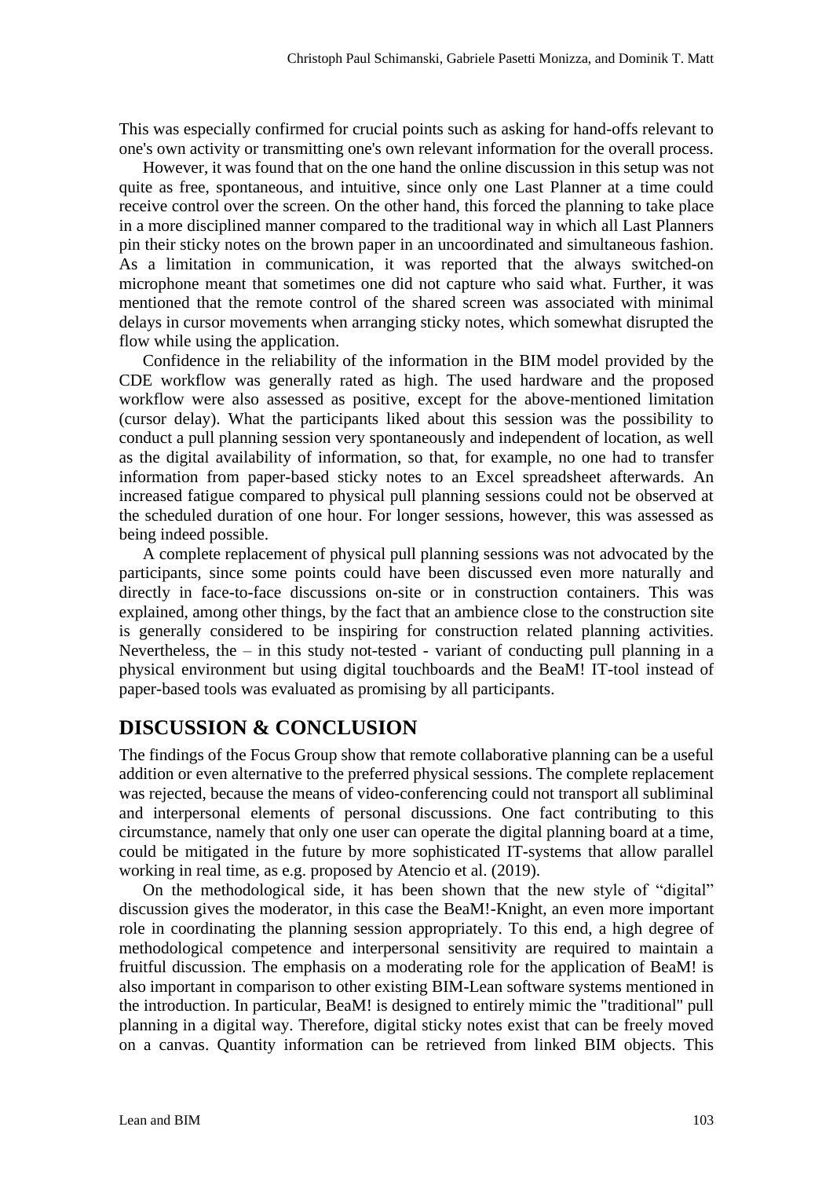This was especially confirmed for crucial points such as asking for hand-offs relevant to one's own activity or transmitting one's own relevant information for the overall process.

However, it was found that on the one hand the online discussion in this setup was not quite as free, spontaneous, and intuitive, since only one Last Planner at a time could receive control over the screen. On the other hand, this forced the planning to take place in a more disciplined manner compared to the traditional way in which all Last Planners pin their sticky notes on the brown paper in an uncoordinated and simultaneous fashion. As a limitation in communication, it was reported that the always switched-on microphone meant that sometimes one did not capture who said what. Further, it was mentioned that the remote control of the shared screen was associated with minimal delays in cursor movements when arranging sticky notes, which somewhat disrupted the flow while using the application.

Confidence in the reliability of the information in the BIM model provided by the CDE workflow was generally rated as high. The used hardware and the proposed workflow were also assessed as positive, except for the above-mentioned limitation (cursor delay). What the participants liked about this session was the possibility to conduct a pull planning session very spontaneously and independent of location, as well as the digital availability of information, so that, for example, no one had to transfer information from paper-based sticky notes to an Excel spreadsheet afterwards. An increased fatigue compared to physical pull planning sessions could not be observed at the scheduled duration of one hour. For longer sessions, however, this was assessed as being indeed possible.

A complete replacement of physical pull planning sessions was not advocated by the participants, since some points could have been discussed even more naturally and directly in face-to-face discussions on-site or in construction containers. This was explained, among other things, by the fact that an ambience close to the construction site is generally considered to be inspiring for construction related planning activities. Nevertheless, the – in this study not-tested - variant of conducting pull planning in a physical environment but using digital touchboards and the BeaM! IT-tool instead of paper-based tools was evaluated as promising by all participants.

## DISCUSSION & CONCLUSION

The findings of the Focus Group show that remote collaborative planning can be a useful addition or even alternative to the preferred physical sessions. The complete replacement was rejected, because the means of video-conferencing could not transport all subliminal and interpersonal elements of personal discussions. One fact contributing to this circumstance, namely that only one user can operate the digital planning board at a time, could be mitigated in the future by more sophisticated IT-systems that allow parallel working in real time, as e.g. proposed by Atencio et al. (2019).

On the methodological side, it has been shown that the new style of "digital" discussion gives the moderator, in this case the BeaM!-Knight, an even more important role in coordinating the planning session appropriately. To this end, a high degree of methodological competence and interpersonal sensitivity are required to maintain a fruitful discussion. The emphasis on a moderating role for the application of BeaM! is also important in comparison to other existing BIM-Lean software systems mentioned in the introduction. In particular, BeaM! is designed to entirely mimic the "traditional" pull planning in a digital way. Therefore, digital sticky notes exist that can be freely moved on a canvas. Quantity information can be retrieved from linked BIM objects. This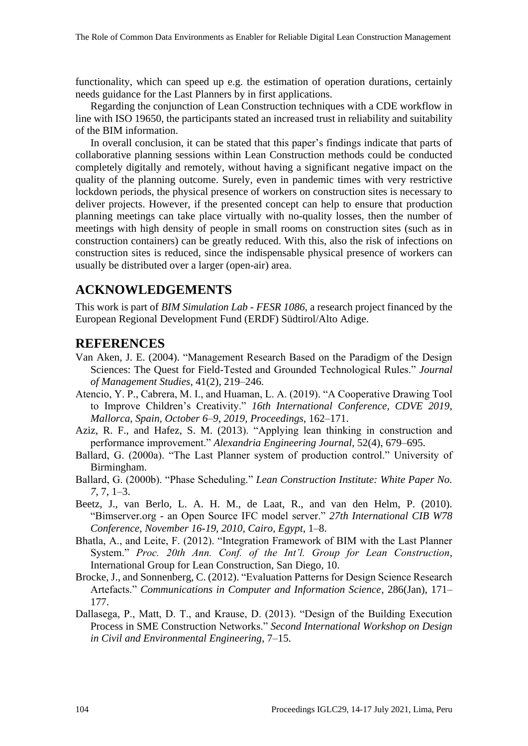functionality, which can speed up e.g. the estimation of operation durations, certainly needs guidance for the Last Planners by in first applications.

Regarding the conjunction of Lean Construction techniques with a CDE workflow in line with ISO 19650, the participants stated an increased trust in reliability and suitability of the BIM information.

In overall conclusion, it can be stated that this paper's findings indicate that parts of collaborative planning sessions within Lean Construction methods could be conducted completely digitally and remotely, without having a significant negative impact on the quality of the planning outcome. Surely, even in pandemic times with very restrictive lockdown periods, the physical presence of workers on construction sites is necessary to deliver projects. However, if the presented concept can help to ensure that production planning meetings can take place virtually with no-quality losses, then the number of meetings with high density of people in small rooms on construction sites (such as in construction containers) can be greatly reduced. With this, also the risk of infections on construction sites is reduced, since the indispensable physical presence of workers can usually be distributed over a larger (open-air) area.

## ACKNOWLEDGEMENTS

This work is part of *BIM Simulation Lab - FESR 1086*, a research project financed by the European Regional Development Fund (ERDF) Südtirol/Alto Adige.

## REFERENCES

Van Aken, J. E. (2004). "Management Research Based on the Paradigm of the Design Sciences: The Quest for Field-Tested and Grounded Technological Rules." *Journal of Management Studies*, 41(2), 219–246.

Atencio, Y. P., Cabrera, M. I., and Huaman, L. A. (2019). "A Cooperative Drawing Tool to Improve Children's Creativity." *16th International Conference, CDVE 2019, Mallorca, Spain, October 6–9, 2019, Proceedings*, 162–171.

Aziz, R. F., and Hafez, S. M. (2013). "Applying lean thinking in construction and performance improvement." *Alexandria Engineering Journal*, 52(4), 679–695.

Ballard, G. (2000a). "The Last Planner system of production control." University of Birmingham.

Ballard, G. (2000b). "Phase Scheduling." *Lean Construction Institute: White Paper No. 7*, 7, 1–3.

Beetz, J., van Berlo, L. A. H. M., de Laat, R., and van den Helm, P. (2010). "Bimserver.org - an Open Source IFC model server." *27th International CIB W78 Conference, November 16-19, 2010, Cairo, Egypt*, 1–8.

Bhatla, A., and Leite, F. (2012). "Integration Framework of BIM with the Last Planner System." *Proc. 20th Ann. Conf. of the Int'l. Group for Lean Construction*, International Group for Lean Construction, San Diego, 10.

Brocke, J., and Sonnenberg, C. (2012). "Evaluation Patterns for Design Science Research Artefacts." *Communications in Computer and Information Science*, 286(Jan), 171–177.

Dallasega, P., Matt, D. T., and Krause, D. (2013). "Design of the Building Execution Process in SME Construction Networks." *Second International Workshop on Design in Civil and Environmental Engineering*, 7–15.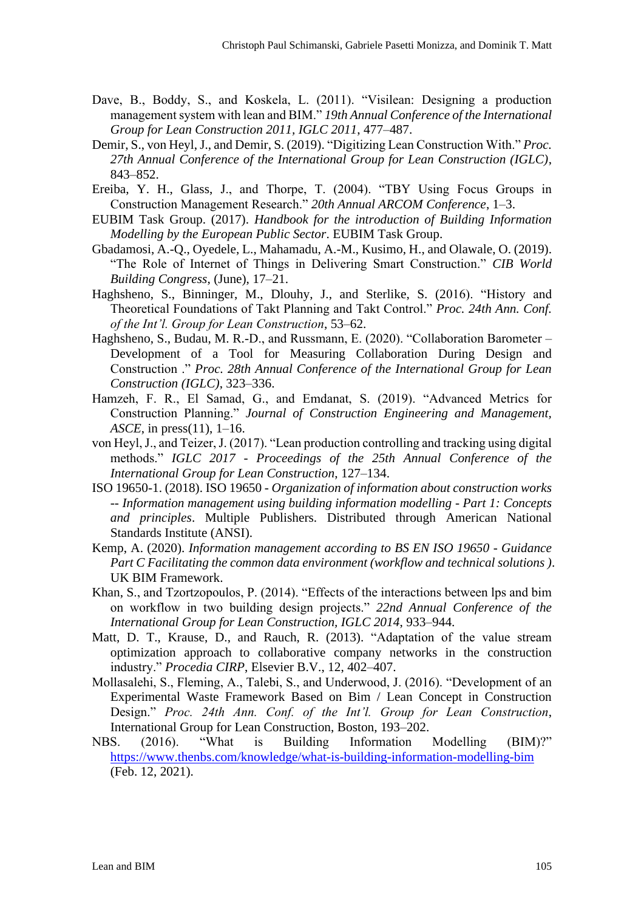Dave, B., Boddy, S., and Koskela, L. (2011). "Visilean: Designing a production management system with lean and BIM." *19th Annual Conference of the International Group for Lean Construction 2011, IGLC 2011*, 477–487.

Demir, S., von Heyl, J., and Demir, S. (2019). "Digitizing Lean Construction With." *Proc. 27th Annual Conference of the International Group for Lean Construction (IGLC)*, 843–852.

Ereiba, Y. H., Glass, J., and Thorpe, T. (2004). "TBY Using Focus Groups in Construction Management Research." *20th Annual ARCOM Conference*, 1–3.

EUBIM Task Group. (2017). *Handbook for the introduction of Building Information Modelling by the European Public Sector*. EUBIM Task Group.

Gbadamosi, A.-Q., Oyedele, L., Mahamadu, A.-M., Kusimo, H., and Olawale, O. (2019). "The Role of Internet of Things in Delivering Smart Construction." *CIB World Building Congress*, (June), 17–21.

Haghsheno, S., Binninger, M., Dlouhy, J., and Sterlike, S. (2016). "History and Theoretical Foundations of Takt Planning and Takt Control." *Proc. 24th Ann. Conf. of the Int'l. Group for Lean Construction*, 53–62.

Haghsheno, S., Budau, M. R.-D., and Russmann, E. (2020). "Collaboration Barometer – Development of a Tool for Measuring Collaboration During Design and Construction ." *Proc. 28th Annual Conference of the International Group for Lean Construction (IGLC)*, 323–336.

Hamzeh, F. R., El Samad, G., and Emdanat, S. (2019). "Advanced Metrics for Construction Planning." *Journal of Construction Engineering and Management, ASCE*, in press(11), 1–16.

von Heyl, J., and Teizer, J. (2017). "Lean production controlling and tracking using digital methods." *IGLC 2017 - Proceedings of the 25th Annual Conference of the International Group for Lean Construction*, 127–134.

ISO 19650-1. (2018). ISO 19650 - *Organization of information about construction works -- Information management using building information modelling - Part 1: Concepts and principles*. Multiple Publishers. Distributed through American National Standards Institute (ANSI).

Kemp, A. (2020). *Information management according to BS EN ISO 19650 - Guidance Part C Facilitating the common data environment (workflow and technical solutions )*. UK BIM Framework.

Khan, S., and Tzortzopoulos, P. (2014). "Effects of the interactions between lps and bim on workflow in two building design projects." *22nd Annual Conference of the International Group for Lean Construction, IGLC 2014*, 933–944.

Matt, D. T., Krause, D., and Rauch, R. (2013). "Adaptation of the value stream optimization approach to collaborative company networks in the construction industry." *Procedia CIRP*, Elsevier B.V., 12, 402–407.

Mollasalehi, S., Fleming, A., Talebi, S., and Underwood, J. (2016). "Development of an Experimental Waste Framework Based on Bim / Lean Concept in Construction Design." *Proc. 24th Ann. Conf. of the Int'l. Group for Lean Construction*, International Group for Lean Construction, Boston, 193–202.

NBS. (2016). "What is Building Information Modelling (BIM)?" https://www.thenbs.com/knowledge/what-is-building-information-modelling-bim (Feb. 12, 2021).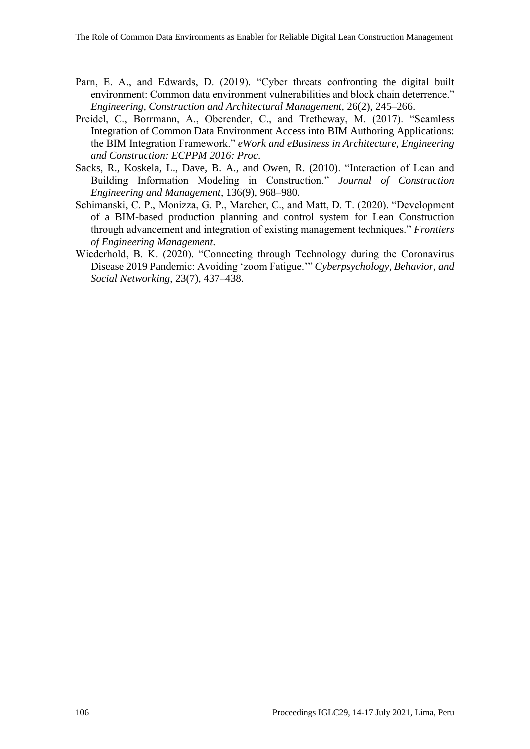Parn, E. A., and Edwards, D. (2019). "Cyber threats confronting the digital built environment: Common data environment vulnerabilities and block chain deterrence." *Engineering, Construction and Architectural Management*, 26(2), 245–266.

Preidel, C., Borrmann, A., Oberender, C., and Tretheway, M. (2017). "Seamless Integration of Common Data Environment Access into BIM Authoring Applications: the BIM Integration Framework." *eWork and eBusiness in Architecture, Engineering and Construction: ECPPM 2016: Proc.*

Sacks, R., Koskela, L., Dave, B. A., and Owen, R. (2010). "Interaction of Lean and Building Information Modeling in Construction." *Journal of Construction Engineering and Management*, 136(9), 968–980.

Schimanski, C. P., Monizza, G. P., Marcher, C., and Matt, D. T. (2020). "Development of a BIM-based production planning and control system for Lean Construction through advancement and integration of existing management techniques." *Frontiers of Engineering Management*.

Wiederhold, B. K. (2020). "Connecting through Technology during the Coronavirus Disease 2019 Pandemic: Avoiding 'zoom Fatigue.'" *Cyberpsychology, Behavior, and Social Networking*, 23(7), 437–438.